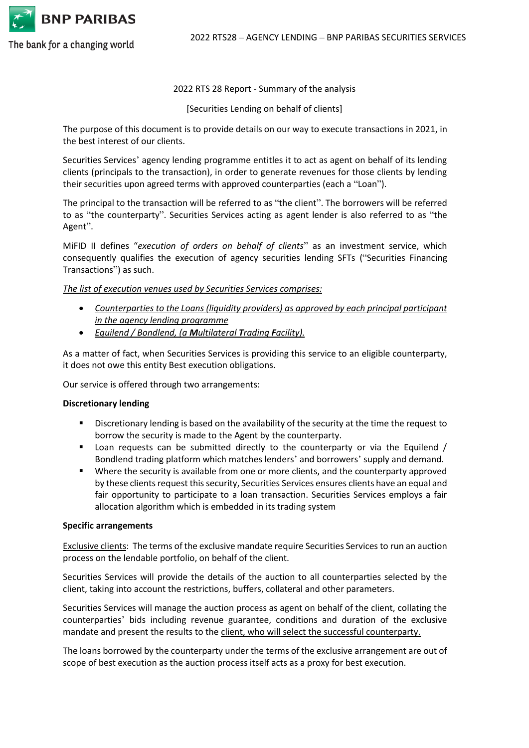2022 RTS 28 Report - Summary of the analysis

[Securities Lending on behalf of clients]

The purpose of this document is to provide details on our way to execute transactions in 2021, in the best interest of our clients.

Securities Services' agency lending programme entitles it to act as agent on behalf of its lending clients (principals to the transaction), in order to generate revenues for those clients by lending their securities upon agreed terms with approved counterparties (each a "Loan").

The principal to the transaction will be referred to as "the client". The borrowers will be referred to as "the counterparty". Securities Services acting as agent lender is also referred to as "the Agent".

MiFID II defines "*execution of orders on behalf of clients*" as an investment service, which consequently qualifies the execution of agency securities lending SFTs ("Securities Financing Transactions") as such.

*The list of execution venues used by Securities Services comprises:*

- *Counterparties to the Loans (liquidity providers) as approved by each principal participant in the agency lending programme*
- *Equilend / Bondlend, (a **M**ultilateral **T**rading **F**acility).*

As a matter of fact, when Securities Services is providing this service to an eligible counterparty, it does not owe this entity Best execution obligations.

Our service is offered through two arrangements:

**Discretionary lending**

- Discretionary lending is based on the availability of the security at the time the request to borrow the security is made to the Agent by the counterparty.
- Loan requests can be submitted directly to the counterparty or via the Equilend / Bondlend trading platform which matches lenders' and borrowers' supply and demand.
- Where the security is available from one or more clients, and the counterparty approved by these clients request this security, Securities Services ensures clients have an equal and fair opportunity to participate to a loan transaction. Securities Services employs a fair allocation algorithm which is embedded in its trading system

**Specific arrangements**

Exclusive clients: The terms of the exclusive mandate require Securities Services to run an auction process on the lendable portfolio, on behalf of the client.

Securities Services will provide the details of the auction to all counterparties selected by the client, taking into account the restrictions, buffers, collateral and other parameters.

Securities Services will manage the auction process as agent on behalf of the client, collating the counterparties' bids including revenue guarantee, conditions and duration of the exclusive mandate and present the results to the client, who will select the successful counterparty.

The loans borrowed by the counterparty under the terms of the exclusive arrangement are out of scope of best execution as the auction process itself acts as a proxy for best execution.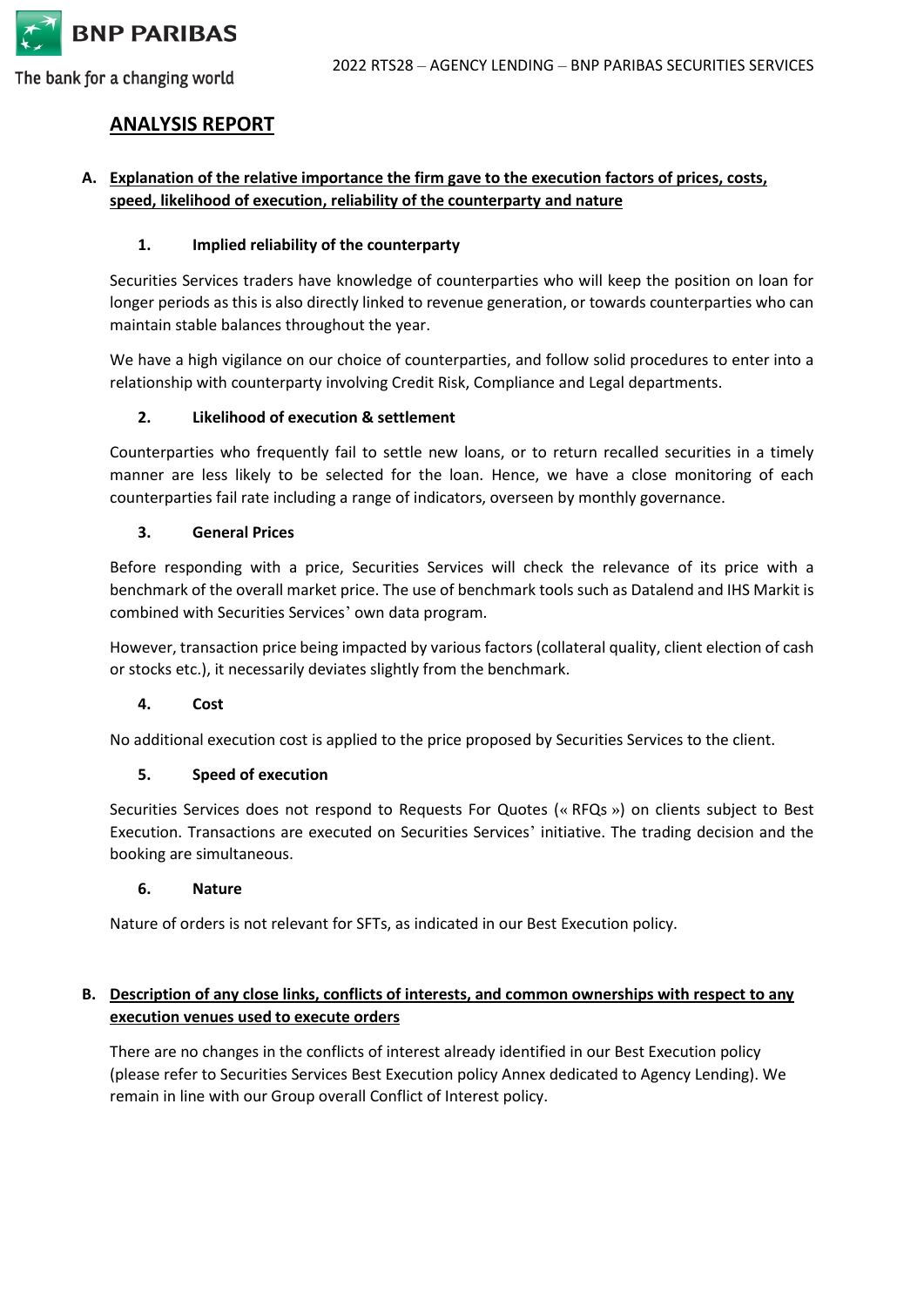## ANALYSIS REPORT

### A. Explanation of the relative importance the firm gave to the execution factors of prices, costs, speed, likelihood of execution, reliability of the counterparty and nature

#### 1. Implied reliability of the counterparty

Securities Services traders have knowledge of counterparties who will keep the position on loan for longer periods as this is also directly linked to revenue generation, or towards counterparties who can maintain stable balances throughout the year.

We have a high vigilance on our choice of counterparties, and follow solid procedures to enter into a relationship with counterparty involving Credit Risk, Compliance and Legal departments.

#### 2. Likelihood of execution & settlement

Counterparties who frequently fail to settle new loans, or to return recalled securities in a timely manner are less likely to be selected for the loan. Hence, we have a close monitoring of each counterparties fail rate including a range of indicators, overseen by monthly governance.

#### 3. General Prices

Before responding with a price, Securities Services will check the relevance of its price with a benchmark of the overall market price. The use of benchmark tools such as Datalend and IHS Markit is combined with Securities Services' own data program.

However, transaction price being impacted by various factors (collateral quality, client election of cash or stocks etc.), it necessarily deviates slightly from the benchmark.

#### 4. Cost

No additional execution cost is applied to the price proposed by Securities Services to the client.

#### 5. Speed of execution

Securities Services does not respond to Requests For Quotes (« RFQs ») on clients subject to Best Execution. Transactions are executed on Securities Services' initiative. The trading decision and the booking are simultaneous.

#### 6. Nature

Nature of orders is not relevant for SFTs, as indicated in our Best Execution policy.

### B. Description of any close links, conflicts of interests, and common ownerships with respect to any execution venues used to execute orders

There are no changes in the conflicts of interest already identified in our Best Execution policy (please refer to Securities Services Best Execution policy Annex dedicated to Agency Lending). We remain in line with our Group overall Conflict of Interest policy.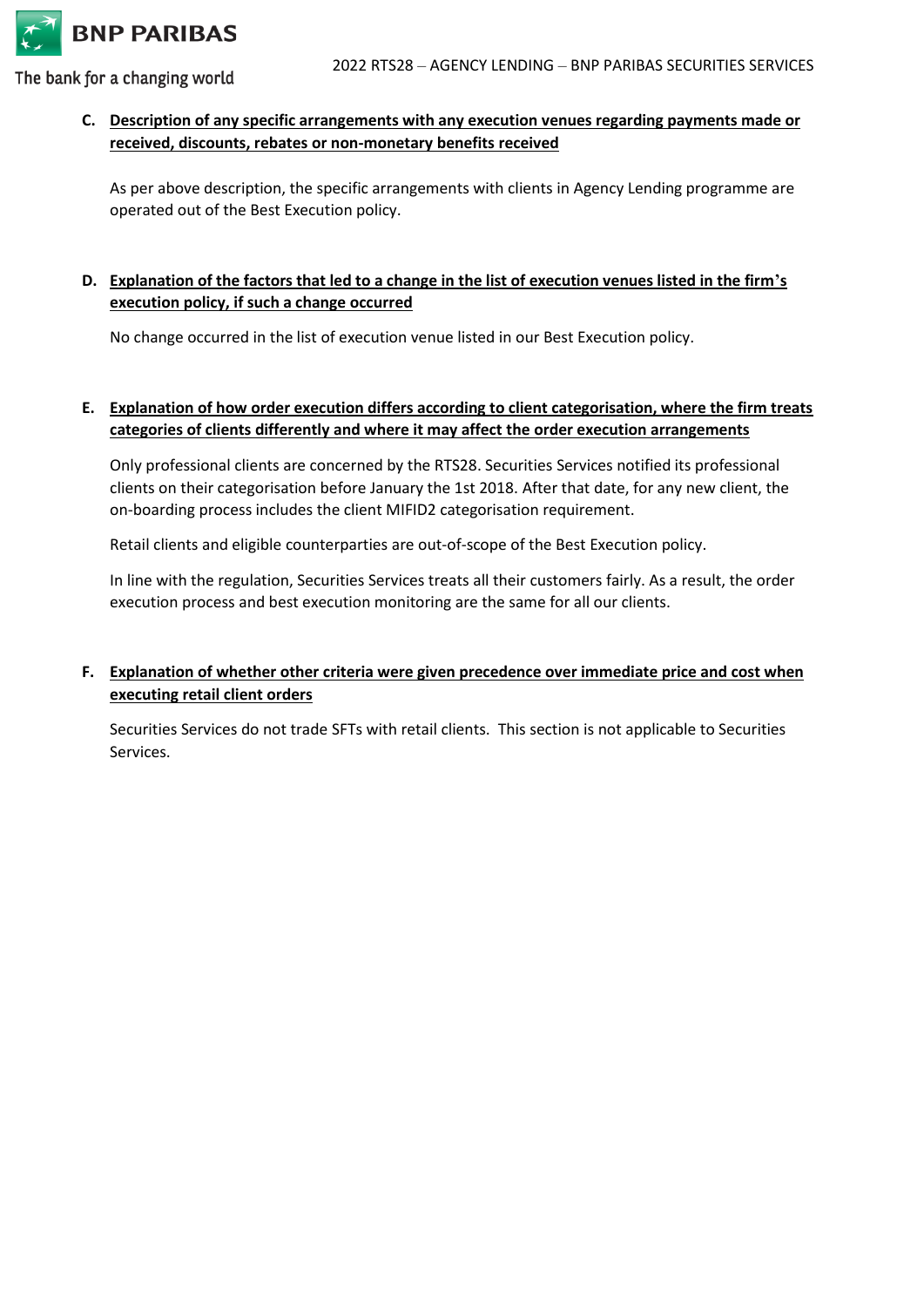**C. Description of any specific arrangements with any execution venues regarding payments made or received, discounts, rebates or non-monetary benefits received**

As per above description, the specific arrangements with clients in Agency Lending programme are operated out of the Best Execution policy.

**D. Explanation of the factors that led to a change in the list of execution venues listed in the firm's execution policy, if such a change occurred**

No change occurred in the list of execution venue listed in our Best Execution policy.

**E. Explanation of how order execution differs according to client categorisation, where the firm treats categories of clients differently and where it may affect the order execution arrangements**

Only professional clients are concerned by the RTS28. Securities Services notified its professional clients on their categorisation before January the 1st 2018. After that date, for any new client, the on-boarding process includes the client MIFID2 categorisation requirement.

Retail clients and eligible counterparties are out-of-scope of the Best Execution policy.

In line with the regulation, Securities Services treats all their customers fairly. As a result, the order execution process and best execution monitoring are the same for all our clients.

**F. Explanation of whether other criteria were given precedence over immediate price and cost when executing retail client orders**

Securities Services do not trade SFTs with retail clients. This section is not applicable to Securities Services.